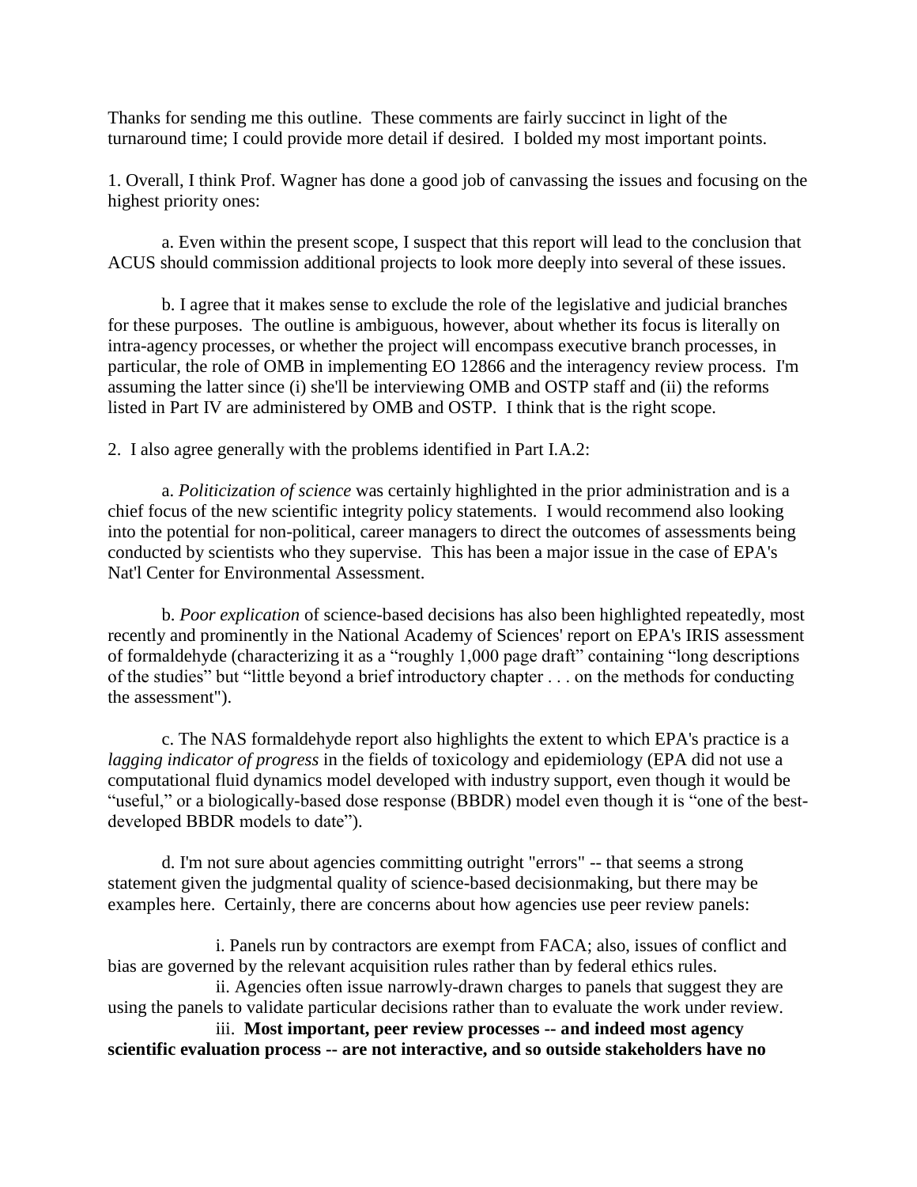Thanks for sending me this outline. These comments are fairly succinct in light of the turnaround time; I could provide more detail if desired. I bolded my most important points.

1. Overall, I think Prof. Wagner has done a good job of canvassing the issues and focusing on the highest priority ones:

a. Even within the present scope, I suspect that this report will lead to the conclusion that ACUS should commission additional projects to look more deeply into several of these issues.

b. I agree that it makes sense to exclude the role of the legislative and judicial branches for these purposes. The outline is ambiguous, however, about whether its focus is literally on intra-agency processes, or whether the project will encompass executive branch processes, in particular, the role of OMB in implementing EO 12866 and the interagency review process. I'm assuming the latter since (i) she'll be interviewing OMB and OSTP staff and (ii) the reforms listed in Part IV are administered by OMB and OSTP. I think that is the right scope.

2. I also agree generally with the problems identified in Part I.A.2:

a. *Politicization of science* was certainly highlighted in the prior administration and is a chief focus of the new scientific integrity policy statements. I would recommend also looking into the potential for non-political, career managers to direct the outcomes of assessments being conducted by scientists who they supervise. This has been a major issue in the case of EPA's Nat'l Center for Environmental Assessment.

b. *Poor explication* of science-based decisions has also been highlighted repeatedly, most recently and prominently in the National Academy of Sciences' report on EPA's IRIS assessment of formaldehyde (characterizing it as a "roughly 1,000 page draft" containing "long descriptions of the studies" but "little beyond a brief introductory chapter . . . on the methods for conducting the assessment").

c. The NAS formaldehyde report also highlights the extent to which EPA's practice is a *lagging indicator of progress* in the fields of toxicology and epidemiology (EPA did not use a computational fluid dynamics model developed with industry support, even though it would be "useful," or a biologically-based dose response (BBDR) model even though it is "one of the best-developed BBDR models to date").

d. I'm not sure about agencies committing outright "errors" -- that seems a strong statement given the judgmental quality of science-based decisionmaking, but there may be examples here. Certainly, there are concerns about how agencies use peer review panels:

i. Panels run by contractors are exempt from FACA; also, issues of conflict and bias are governed by the relevant acquisition rules rather than by federal ethics rules.

ii. Agencies often issue narrowly-drawn charges to panels that suggest they are using the panels to validate particular decisions rather than to evaluate the work under review.

iii. **Most important, peer review processes -- and indeed most agency scientific evaluation process -- are not interactive, and so outside stakeholders have no**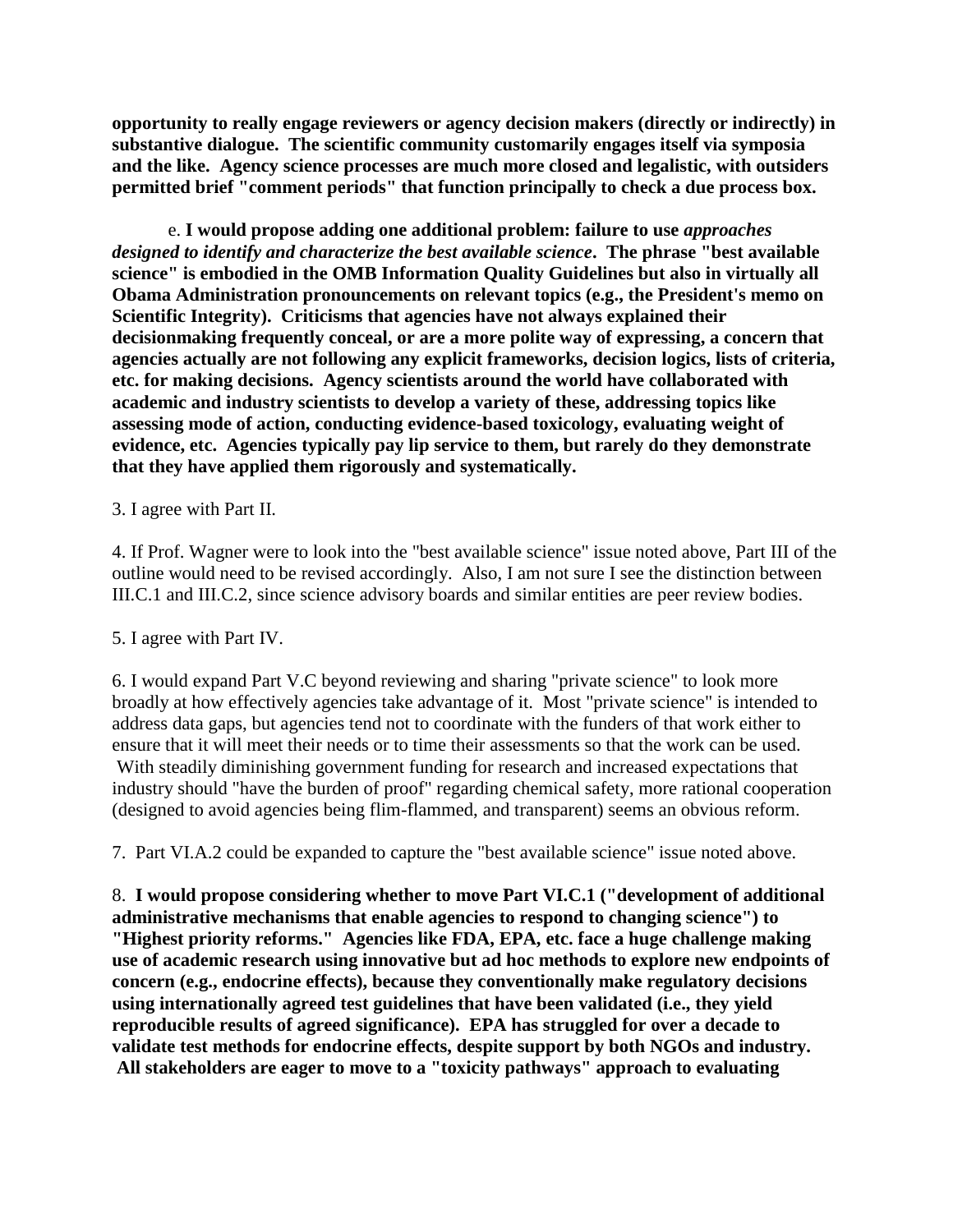**opportunity to really engage reviewers or agency decision makers (directly or indirectly) in substantive dialogue. The scientific community customarily engages itself via symposia and the like. Agency science processes are much more closed and legalistic, with outsiders permitted brief "comment periods" that function principally to check a due process box.**

e. **I would propose adding one additional problem: failure to use *approaches designed to identify and characterize the best available science*. The phrase "best available science" is embodied in the OMB Information Quality Guidelines but also in virtually all Obama Administration pronouncements on relevant topics (e.g., the President's memo on Scientific Integrity). Criticisms that agencies have not always explained their decisionmaking frequently conceal, or are a more polite way of expressing, a concern that agencies actually are not following any explicit frameworks, decision logics, lists of criteria, etc. for making decisions. Agency scientists around the world have collaborated with academic and industry scientists to develop a variety of these, addressing topics like assessing mode of action, conducting evidence-based toxicology, evaluating weight of evidence, etc. Agencies typically pay lip service to them, but rarely do they demonstrate that they have applied them rigorously and systematically.**

3. I agree with Part II.

4. If Prof. Wagner were to look into the "best available science" issue noted above, Part III of the outline would need to be revised accordingly. Also, I am not sure I see the distinction between III.C.1 and III.C.2, since science advisory boards and similar entities are peer review bodies.

5. I agree with Part IV.

6. I would expand Part V.C beyond reviewing and sharing "private science" to look more broadly at how effectively agencies take advantage of it. Most "private science" is intended to address data gaps, but agencies tend not to coordinate with the funders of that work either to ensure that it will meet their needs or to time their assessments so that the work can be used. With steadily diminishing government funding for research and increased expectations that industry should "have the burden of proof" regarding chemical safety, more rational cooperation (designed to avoid agencies being flim-flammed, and transparent) seems an obvious reform.

7. Part VI.A.2 could be expanded to capture the "best available science" issue noted above.

8. **I would propose considering whether to move Part VI.C.1 ("development of additional administrative mechanisms that enable agencies to respond to changing science") to "Highest priority reforms." Agencies like FDA, EPA, etc. face a huge challenge making use of academic research using innovative but ad hoc methods to explore new endpoints of concern (e.g., endocrine effects), because they conventionally make regulatory decisions using internationally agreed test guidelines that have been validated (i.e., they yield reproducible results of agreed significance). EPA has struggled for over a decade to validate test methods for endocrine effects, despite support by both NGOs and industry. All stakeholders are eager to move to a "toxicity pathways" approach to evaluating**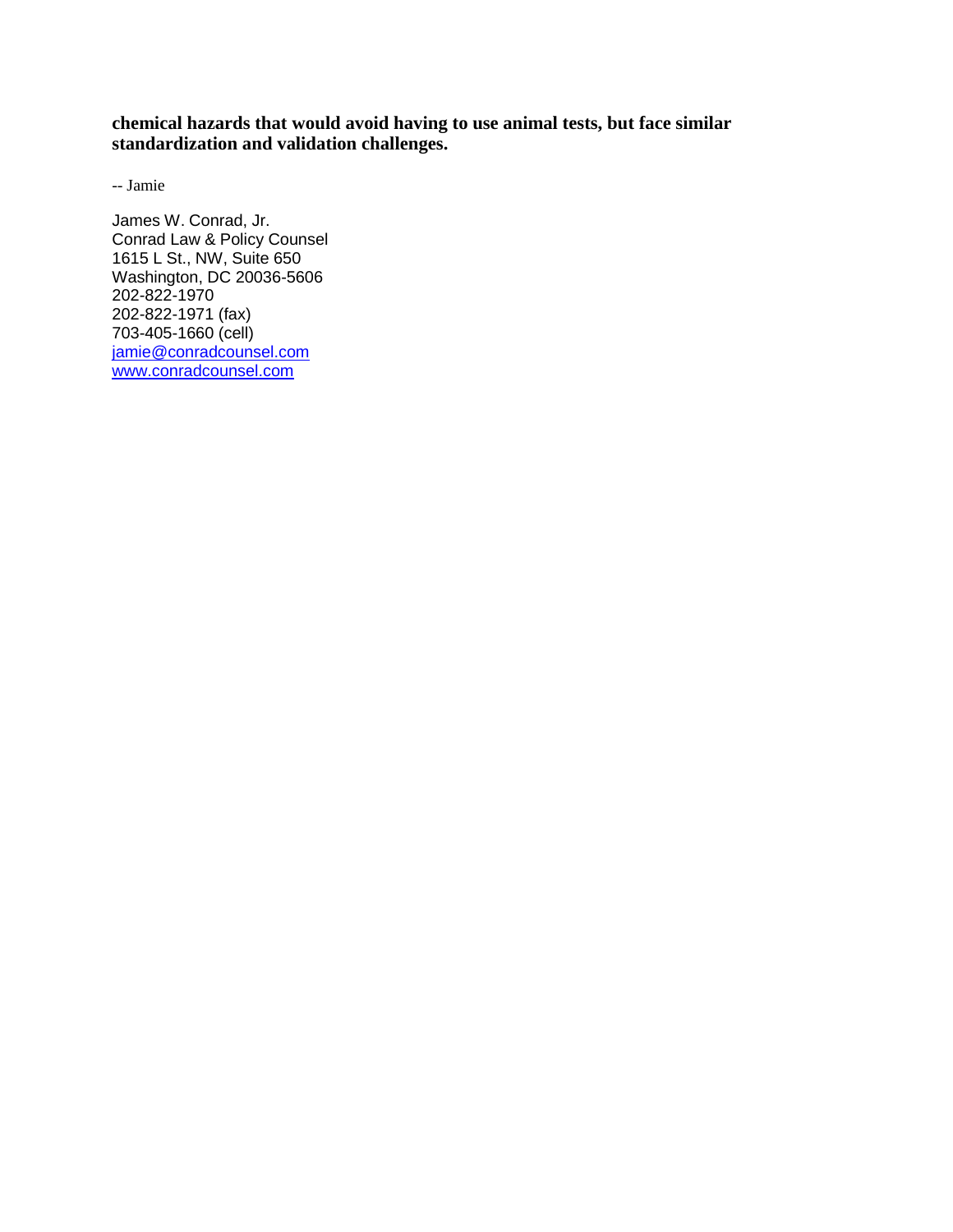**chemical hazards that would avoid having to use animal tests, but face similar standardization and validation challenges.**

-- Jamie

James W. Conrad, Jr.
Conrad Law & Policy Counsel
1615 L St., NW, Suite 650
Washington, DC 20036-5606
202-822-1970
202-822-1971 (fax)
703-405-1660 (cell)
jamie@conradcounsel.com
www.conradcounsel.com